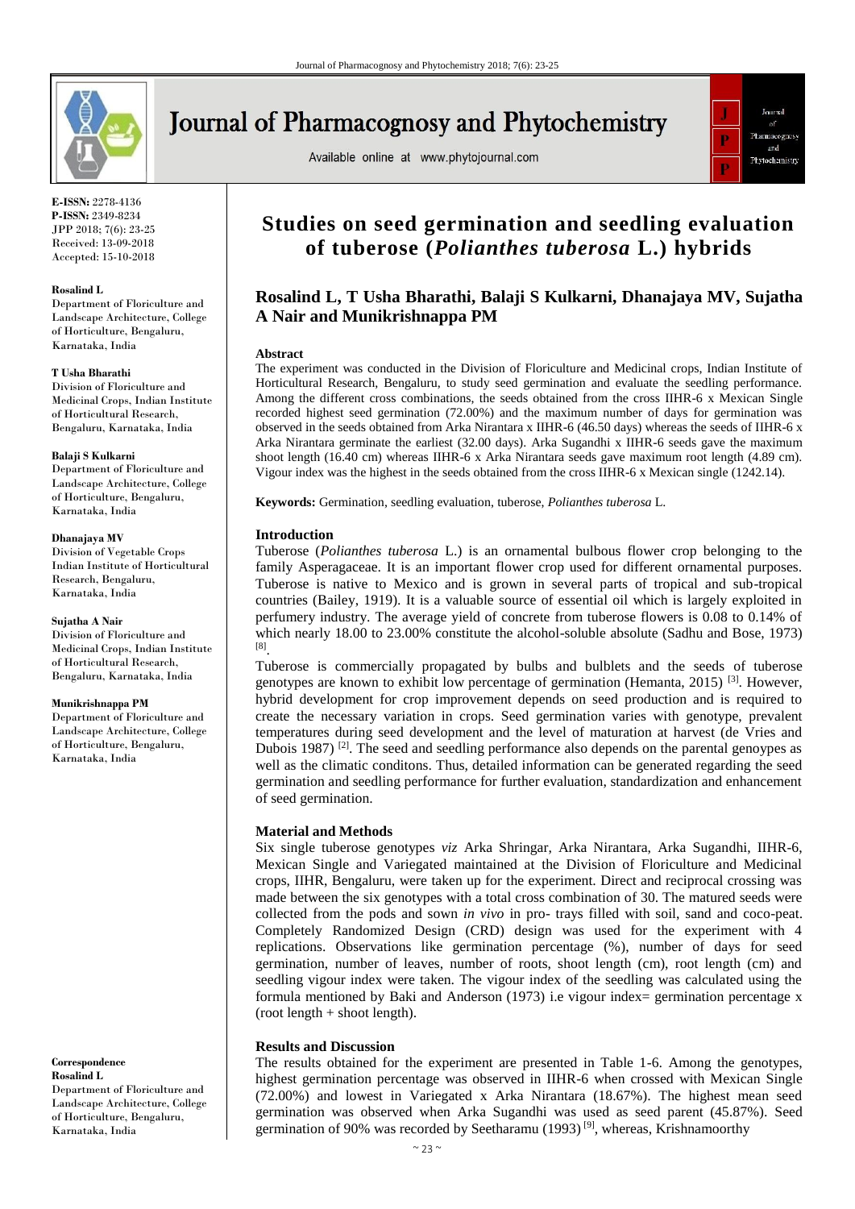E-ISSN: 2278-4136
P-ISSN: 2349-8234
JPP 2018; 7(6): 23-25
Received: 13-09-2018
Accepted: 15-10-2018

**Rosalind L**
Department of Floriculture and Landscape Architecture, College of Horticulture, Bengaluru, Karnataka, India

**T Usha Bharathi**
Division of Floriculture and Medicinal Crops, Indian Institute of Horticultural Research, Bengaluru, Karnataka, India

**Balaji S Kulkarni**
Department of Floriculture and Landscape Architecture, College of Horticulture, Bengaluru, Karnataka, India

**Dhanajaya MV**
Division of Vegetable Crops Indian Institute of Horticultural Research, Bengaluru, Karnataka, India

**Sujatha A Nair**
Division of Floriculture and Medicinal Crops, Indian Institute of Horticultural Research, Bengaluru, Karnataka, India

**Munikrishnappa PM**
Department of Floriculture and Landscape Architecture, College of Horticulture, Bengaluru, Karnataka, India

**Correspondence**
**Rosalind L**
Department of Floriculture and Landscape Architecture, College of Horticulture, Bengaluru, Karnataka, India

# Studies on seed germination and seedling evaluation of tuberose (*Polianthes tuberosa* L.) hybrids

**Rosalind L, T Usha Bharathi, Balaji S Kulkarni, Dhanajaya MV, Sujatha A Nair and Munikrishnappa PM**

## Abstract

The experiment was conducted in the Division of Floriculture and Medicinal crops, Indian Institute of Horticultural Research, Bengaluru, to study seed germination and evaluate the seedling performance. Among the different cross combinations, the seeds obtained from the cross IIHR-6 x Mexican Single recorded highest seed germination (72.00%) and the maximum number of days for germination was observed in the seeds obtained from Arka Nirantara x IIHR-6 (46.50 days) whereas the seeds of IIHR-6 x Arka Nirantara germinate the earliest (32.00 days). Arka Sugandhi x IIHR-6 seeds gave the maximum shoot length (16.40 cm) whereas IIHR-6 x Arka Nirantara seeds gave maximum root length (4.89 cm). Vigour index was the highest in the seeds obtained from the cross IIHR-6 x Mexican single (1242.14).

**Keywords:** Germination, seedling evaluation, tuberose, *Polianthes tuberosa* L.

## Introduction

Tuberose (*Polianthes tuberosa* L.) is an ornamental bulbous flower crop belonging to the family Asperagaceae. It is an important flower crop used for different ornamental purposes. Tuberose is native to Mexico and is grown in several parts of tropical and sub-tropical countries (Bailey, 1919). It is a valuable source of essential oil which is largely exploited in perfumery industry. The average yield of concrete from tuberose flowers is 0.08 to 0.14% of which nearly 18.00 to 23.00% constitute the alcohol-soluble absolute (Sadhu and Bose, 1973) [8].

Tuberose is commercially propagated by bulbs and bulblets and the seeds of tuberose genotypes are known to exhibit low percentage of germination (Hemanta, 2015) [3]. However, hybrid development for crop improvement depends on seed production and is required to create the necessary variation in crops. Seed germination varies with genotype, prevalent temperatures during seed development and the level of maturation at harvest (de Vries and Dubois 1987) [2]. The seed and seedling performance also depends on the parental genoypes as well as the climatic conditons. Thus, detailed information can be generated regarding the seed germination and seedling performance for further evaluation, standardization and enhancement of seed germination.

## Material and Methods

Six single tuberose genotypes *viz* Arka Shringar, Arka Nirantara, Arka Sugandhi, IIHR-6, Mexican Single and Variegated maintained at the Division of Floriculture and Medicinal crops, IIHR, Bengaluru, were taken up for the experiment. Direct and reciprocal crossing was made between the six genotypes with a total cross combination of 30. The matured seeds were collected from the pods and sown *in vivo* in pro- trays filled with soil, sand and coco-peat. Completely Randomized Design (CRD) design was used for the experiment with 4 replications. Observations like germination percentage (%), number of days for seed germination, number of leaves, number of roots, shoot length (cm), root length (cm) and seedling vigour index were taken. The vigour index of the seedling was calculated using the formula mentioned by Baki and Anderson (1973) i.e vigour index= germination percentage x (root length + shoot length).

## Results and Discussion

The results obtained for the experiment are presented in Table 1-6. Among the genotypes, highest germination percentage was observed in IIHR-6 when crossed with Mexican Single (72.00%) and lowest in Variegated x Arka Nirantara (18.67%). The highest mean seed germination was observed when Arka Sugandhi was used as seed parent (45.87%). Seed germination of 90% was recorded by Seetharamu (1993) [9], whereas, Krishnamoorthy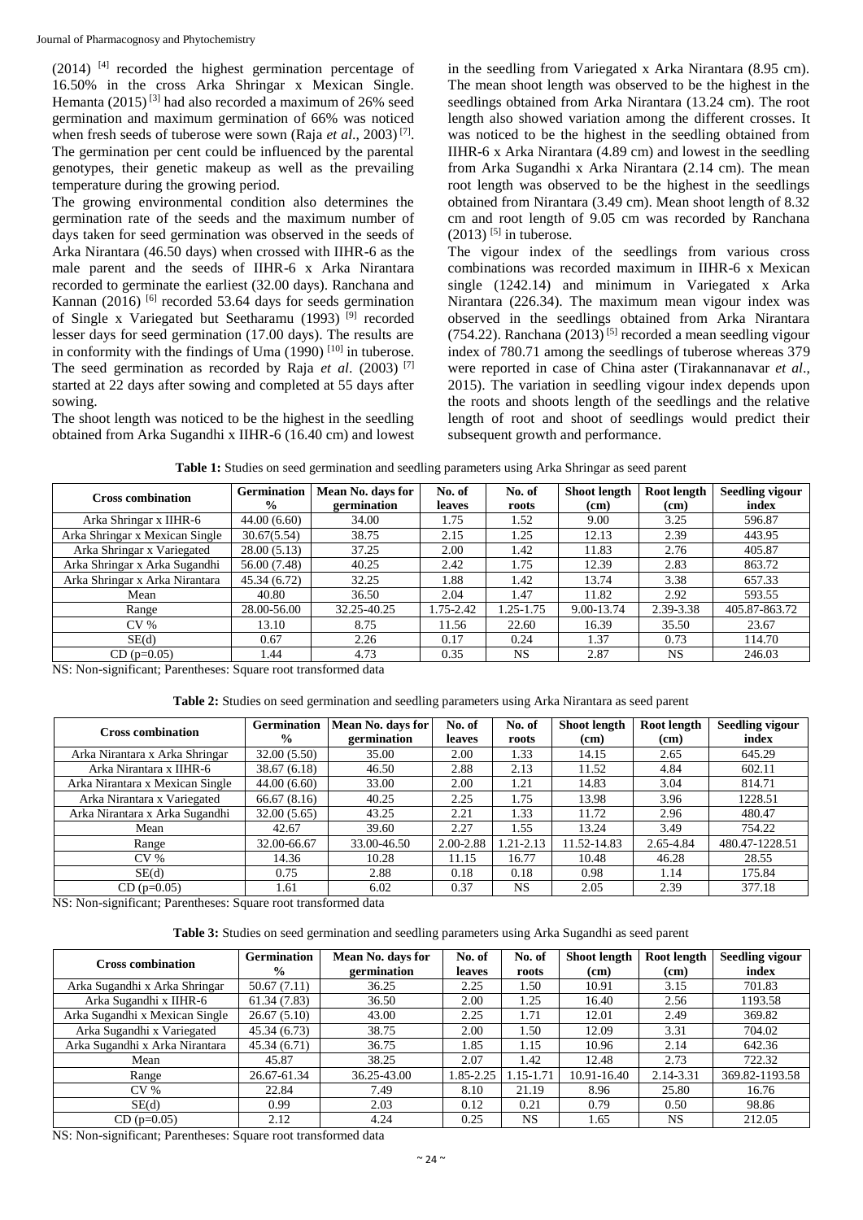(2014) [4] recorded the highest germination percentage of 16.50% in the cross Arka Shringar x Mexican Single. Hemanta (2015) [3] had also recorded a maximum of 26% seed germination and maximum germination of 66% was noticed when fresh seeds of tuberose were sown (Raja *et al*., 2003) [7]. The germination per cent could be influenced by the parental genotypes, their genetic makeup as well as the prevailing temperature during the growing period.

The growing environmental condition also determines the germination rate of the seeds and the maximum number of days taken for seed germination was observed in the seeds of Arka Nirantara (46.50 days) when crossed with IIHR-6 as the male parent and the seeds of IIHR-6 x Arka Nirantara recorded to germinate the earliest (32.00 days). Ranchana and Kannan (2016) [6] recorded 53.64 days for seeds germination of Single x Variegated but Seetharamu (1993) [9] recorded lesser days for seed germination (17.00 days). The results are in conformity with the findings of Uma (1990) [10] in tuberose. The seed germination as recorded by Raja *et al*. (2003) [7] started at 22 days after sowing and completed at 55 days after sowing.

The shoot length was noticed to be the highest in the seedling obtained from Arka Sugandhi x IIHR-6 (16.40 cm) and lowest in the seedling from Variegated x Arka Nirantara (8.95 cm). The mean shoot length was observed to be the highest in the seedlings obtained from Arka Nirantara (13.24 cm). The root length also showed variation among the different crosses. It was noticed to be the highest in the seedling obtained from IIHR-6 x Arka Nirantara (4.89 cm) and lowest in the seedling from Arka Sugandhi x Arka Nirantara (2.14 cm). The mean root length was observed to be the highest in the seedlings obtained from Nirantara (3.49 cm). Mean shoot length of 8.32 cm and root length of 9.05 cm was recorded by Ranchana (2013) [5] in tuberose.

The vigour index of the seedlings from various cross combinations was recorded maximum in IIHR-6 x Mexican single (1242.14) and minimum in Variegated x Arka Nirantara (226.34). The maximum mean vigour index was observed in the seedlings obtained from Arka Nirantara (754.22). Ranchana (2013) [5] recorded a mean seedling vigour index of 780.71 among the seedlings of tuberose whereas 379 were reported in case of China aster (Tirakannanavar *et al*., 2015). The variation in seedling vigour index depends upon the roots and shoots length of the seedlings and the relative length of root and shoot of seedlings would predict their subsequent growth and performance.

**Table 1:** Studies on seed germination and seedling parameters using Arka Shringar as seed parent

| Cross combination | Germination % | Mean No. days for germination | No. of leaves | No. of roots | Shoot length (cm) | Root length (cm) | Seedling vigour index |
|---|---|---|---|---|---|---|---|
| Arka Shringar x IIHR-6 | 44.00 (6.60) | 34.00 | 1.75 | 1.52 | 9.00 | 3.25 | 596.87 |
| Arka Shringar x Mexican Single | 30.67(5.54) | 38.75 | 2.15 | 1.25 | 12.13 | 2.39 | 443.95 |
| Arka Shringar x Variegated | 28.00 (5.13) | 37.25 | 2.00 | 1.42 | 11.83 | 2.76 | 405.87 |
| Arka Shringar x Arka Sugandhi | 56.00 (7.48) | 40.25 | 2.42 | 1.75 | 12.39 | 2.83 | 863.72 |
| Arka Shringar x Arka Nirantara | 45.34 (6.72) | 32.25 | 1.88 | 1.42 | 13.74 | 3.38 | 657.33 |
| Mean | 40.80 | 36.50 | 2.04 | 1.47 | 11.82 | 2.92 | 593.55 |
| Range | 28.00-56.00 | 32.25-40.25 | 1.75-2.42 | 1.25-1.75 | 9.00-13.74 | 2.39-3.38 | 405.87-863.72 |
| CV % | 13.10 | 8.75 | 11.56 | 22.60 | 16.39 | 35.50 | 23.67 |
| SE(d) | 0.67 | 2.26 | 0.17 | 0.24 | 1.37 | 0.73 | 114.70 |
| CD (p=0.05) | 1.44 | 4.73 | 0.35 | NS | 2.87 | NS | 246.03 |

NS: Non-significant; Parentheses: Square root transformed data

**Table 2:** Studies on seed germination and seedling parameters using Arka Nirantara as seed parent

| Cross combination | Germination % | Mean No. days for germination | No. of leaves | No. of roots | Shoot length (cm) | Root length (cm) | Seedling vigour index |
|---|---|---|---|---|---|---|---|
| Arka Nirantara x Arka Shringar | 32.00 (5.50) | 35.00 | 2.00 | 1.33 | 14.15 | 2.65 | 645.29 |
| Arka Nirantara x IIHR-6 | 38.67 (6.18) | 46.50 | 2.88 | 2.13 | 11.52 | 4.84 | 602.11 |
| Arka Nirantara x Mexican Single | 44.00 (6.60) | 33.00 | 2.00 | 1.21 | 14.83 | 3.04 | 814.71 |
| Arka Nirantara x Variegated | 66.67 (8.16) | 40.25 | 2.25 | 1.75 | 13.98 | 3.96 | 1228.51 |
| Arka Nirantara x Arka Sugandhi | 32.00 (5.65) | 43.25 | 2.21 | 1.33 | 11.72 | 2.96 | 480.47 |
| Mean | 42.67 | 39.60 | 2.27 | 1.55 | 13.24 | 3.49 | 754.22 |
| Range | 32.00-66.67 | 33.00-46.50 | 2.00-2.88 | 1.21-2.13 | 11.52-14.83 | 2.65-4.84 | 480.47-1228.51 |
| CV % | 14.36 | 10.28 | 11.15 | 16.77 | 10.48 | 46.28 | 28.55 |
| SE(d) | 0.75 | 2.88 | 0.18 | 0.18 | 0.98 | 1.14 | 175.84 |
| CD (p=0.05) | 1.61 | 6.02 | 0.37 | NS | 2.05 | 2.39 | 377.18 |

NS: Non-significant; Parentheses: Square root transformed data

**Table 3:** Studies on seed germination and seedling parameters using Arka Sugandhi as seed parent

| Cross combination | Germination % | Mean No. days for germination | No. of leaves | No. of roots | Shoot length (cm) | Root length (cm) | Seedling vigour index |
|---|---|---|---|---|---|---|---|
| Arka Sugandhi x Arka Shringar | 50.67 (7.11) | 36.25 | 2.25 | 1.50 | 10.91 | 3.15 | 701.83 |
| Arka Sugandhi x IIHR-6 | 61.34 (7.83) | 36.50 | 2.00 | 1.25 | 16.40 | 2.56 | 1193.58 |
| Arka Sugandhi x Mexican Single | 26.67 (5.10) | 43.00 | 2.25 | 1.71 | 12.01 | 2.49 | 369.82 |
| Arka Sugandhi x Variegated | 45.34 (6.73) | 38.75 | 2.00 | 1.50 | 12.09 | 3.31 | 704.02 |
| Arka Sugandhi x Arka Nirantara | 45.34 (6.71) | 36.75 | 1.85 | 1.15 | 10.96 | 2.14 | 642.36 |
| Mean | 45.87 | 38.25 | 2.07 | 1.42 | 12.48 | 2.73 | 722.32 |
| Range | 26.67-61.34 | 36.25-43.00 | 1.85-2.25 | 1.15-1.71 | 10.91-16.40 | 2.14-3.31 | 369.82-1193.58 |
| CV % | 22.84 | 7.49 | 8.10 | 21.19 | 8.96 | 25.80 | 16.76 |
| SE(d) | 0.99 | 2.03 | 0.12 | 0.21 | 0.79 | 0.50 | 98.86 |
| CD (p=0.05) | 2.12 | 4.24 | 0.25 | NS | 1.65 | NS | 212.05 |

NS: Non-significant; Parentheses: Square root transformed data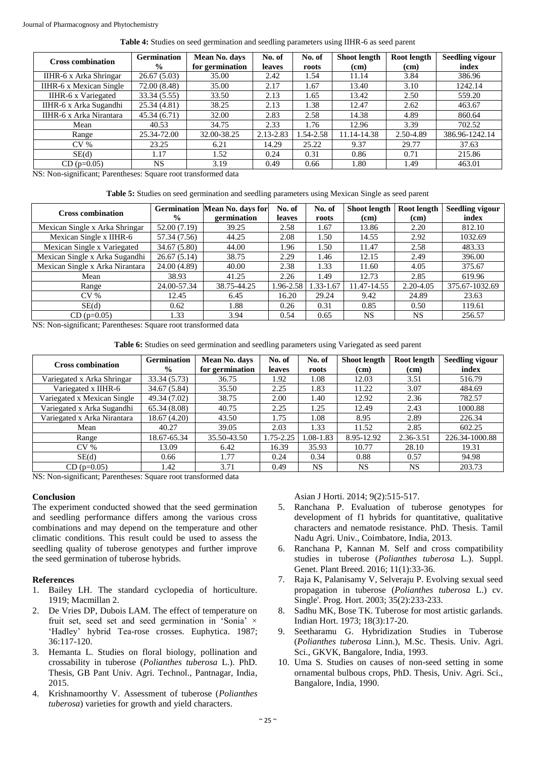**Table 4:** Studies on seed germination and seedling parameters using IIHR-6 as seed parent

| Cross combination | Germination % | Mean No. days for germination | No. of leaves | No. of roots | Shoot length (cm) | Root length (cm) | Seedling vigour index |
|---|---|---|---|---|---|---|---|
| IIHR-6 x Arka Shringar | 26.67 (5.03) | 35.00 | 2.42 | 1.54 | 11.14 | 3.84 | 386.96 |
| IIHR-6 x Mexican Single | 72.00 (8.48) | 35.00 | 2.17 | 1.67 | 13.40 | 3.10 | 1242.14 |
| IIHR-6 x Variegated | 33.34 (5.55) | 33.50 | 2.13 | 1.65 | 13.42 | 2.50 | 559.20 |
| IIHR-6 x Arka Sugandhi | 25.34 (4.81) | 38.25 | 2.13 | 1.38 | 12.47 | 2.62 | 463.67 |
| IIHR-6 x Arka Nirantara | 45.34 (6.71) | 32.00 | 2.83 | 2.58 | 14.38 | 4.89 | 860.64 |
| Mean | 40.53 | 34.75 | 2.33 | 1.76 | 12.96 | 3.39 | 702.52 |
| Range | 25.34-72.00 | 32.00-38.25 | 2.13-2.83 | 1.54-2.58 | 11.14-14.38 | 2.50-4.89 | 386.96-1242.14 |
| CV % | 23.25 | 6.21 | 14.29 | 25.22 | 9.37 | 29.77 | 37.63 |
| SE(d) | 1.17 | 1.52 | 0.24 | 0.31 | 0.86 | 0.71 | 215.86 |
| CD (p=0.05) | NS | 3.19 | 0.49 | 0.66 | 1.80 | 1.49 | 463.01 |

NS: Non-significant; Parentheses: Square root transformed data

**Table 5:** Studies on seed germination and seedling parameters using Mexican Single as seed parent

| Cross combination | Germination % | Mean No. days for germination | No. of leaves | No. of roots | Shoot length (cm) | Root length (cm) | Seedling vigour index |
|---|---|---|---|---|---|---|---|
| Mexican Single x Arka Shringar | 52.00 (7.19) | 39.25 | 2.58 | 1.67 | 13.86 | 2.20 | 812.10 |
| Mexican Single x IIHR-6 | 57.34 (7.56) | 44.25 | 2.08 | 1.50 | 14.55 | 2.92 | 1032.69 |
| Mexican Single x Variegated | 34.67 (5.80) | 44.00 | 1.96 | 1.50 | 11.47 | 2.58 | 483.33 |
| Mexican Single x Arka Sugandhi | 26.67 (5.14) | 38.75 | 2.29 | 1.46 | 12.15 | 2.49 | 396.00 |
| Mexican Single x Arka Nirantara | 24.00 (4.89) | 40.00 | 2.38 | 1.33 | 11.60 | 4.05 | 375.67 |
| Mean | 38.93 | 41.25 | 2.26 | 1.49 | 12.73 | 2.85 | 619.96 |
| Range | 24.00-57.34 | 38.75-44.25 | 1.96-2.58 | 1.33-1.67 | 11.47-14.55 | 2.20-4.05 | 375.67-1032.69 |
| CV % | 12.45 | 6.45 | 16.20 | 29.24 | 9.42 | 24.89 | 23.63 |
| SE(d) | 0.62 | 1.88 | 0.26 | 0.31 | 0.85 | 0.50 | 119.61 |
| CD (p=0.05) | 1.33 | 3.94 | 0.54 | 0.65 | NS | NS | 256.57 |

NS: Non-significant; Parentheses: Square root transformed data

**Table 6:** Studies on seed germination and seedling parameters using Variegated as seed parent

| Cross combination | Germination % | Mean No. days for germination | No. of leaves | No. of roots | Shoot length (cm) | Root length (cm) | Seedling vigour index |
|---|---|---|---|---|---|---|---|
| Variegated x Arka Shringar | 33.34 (5.73) | 36.75 | 1.92 | 1.08 | 12.03 | 3.51 | 516.79 |
| Variegated x IIHR-6 | 34.67 (5.84) | 35.50 | 2.25 | 1.83 | 11.22 | 3.07 | 484.69 |
| Variegated x Mexican Single | 49.34 (7.02) | 38.75 | 2.00 | 1.40 | 12.92 | 2.36 | 782.57 |
| Variegated x Arka Sugandhi | 65.34 (8.08) | 40.75 | 2.25 | 1.25 | 12.49 | 2.43 | 1000.88 |
| Variegated x Arka Nirantara | 18.67 (4.20) | 43.50 | 1.75 | 1.08 | 8.95 | 2.89 | 226.34 |
| Mean | 40.27 | 39.05 | 2.03 | 1.33 | 11.52 | 2.85 | 602.25 |
| Range | 18.67-65.34 | 35.50-43.50 | 1.75-2.25 | 1.08-1.83 | 8.95-12.92 | 2.36-3.51 | 226.34-1000.88 |
| CV % | 13.09 | 6.42 | 16.39 | 35.93 | 10.77 | 28.10 | 19.31 |
| SE(d) | 0.66 | 1.77 | 0.24 | 0.34 | 0.88 | 0.57 | 94.98 |
| CD (p=0.05) | 1.42 | 3.71 | 0.49 | NS | NS | NS | 203.73 |

NS: Non-significant; Parentheses: Square root transformed data

## Conclusion

The experiment conducted showed that the seed germination and seedling performance differs among the various cross combinations and may depend on the temperature and other climatic conditions. This result could be used to assess the seedling quality of tuberose genotypes and further improve the seed germination of tuberose hybrids.

## References

1. Bailey LH. The standard cyclopedia of horticulture. 1919; Macmillan 2.
2. De Vries DP, Dubois LAM. The effect of temperature on fruit set, seed set and seed germination in 'Sonia' × 'Hadley' hybrid Tea-rose crosses. Euphytica. 1987; 36:117-120.
3. Hemanta L. Studies on floral biology, pollination and crossability in tuberose (*Polianthes tuberosa* L.). PhD. Thesis, GB Pant Univ. Agri. Technol., Pantnagar, India, 2015.
4. Krishnamoorthy V. Assessment of tuberose (*Polianthes tuberosa*) varieties for growth and yield characters. Asian J Horti. 2014; 9(2):515-517.
5. Ranchana P. Evaluation of tuberose genotypes for development of f1 hybrids for quantitative, qualitative characters and nematode resistance. PhD. Thesis. Tamil Nadu Agri. Univ., Coimbatore, India, 2013.
6. Ranchana P, Kannan M. Self and cross compatibility studies in tuberose (*Polianthes tuberosa* L.). Suppl. Genet. Plant Breed. 2016; 11(1):33-36.
7. Raja K, Palanisamy V, Selveraju P. Evolving sexual seed propagation in tuberose (*Polianthes tuberosa* L.) cv. Single'. Prog. Hort. 2003; 35(2):233-233.
8. Sadhu MK, Bose TK. Tuberose for most artistic garlands. Indian Hort. 1973; 18(3):17-20.
9. Seetharamu G. Hybridization Studies in Tuberose (*Polianthes tuberosa* Linn.), M.Sc. Thesis. Univ. Agri. Sci., GKVK, Bangalore, India, 1993.
10. Uma S. Studies on causes of non-seed setting in some ornamental bulbous crops, PhD. Thesis, Univ. Agri. Sci., Bangalore, India, 1990.